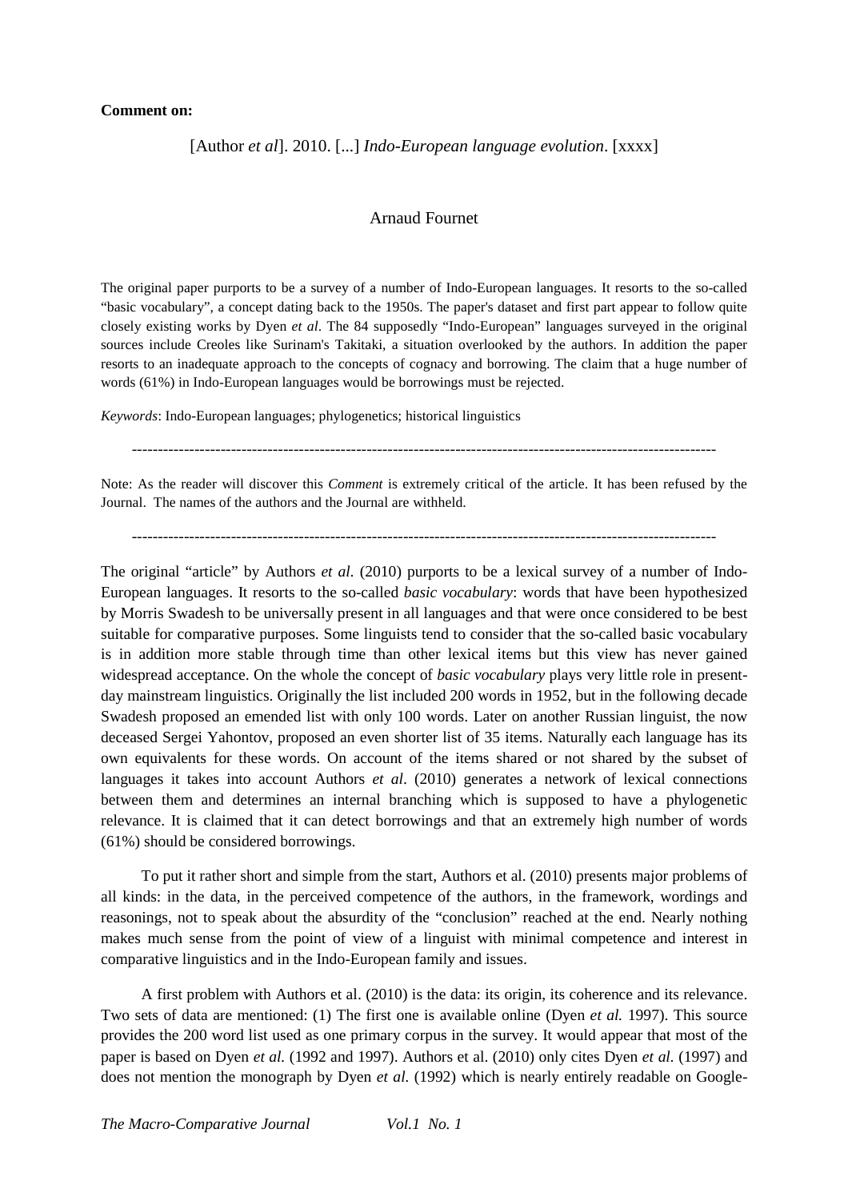**Comment on:**

[Author *et al*]. 2010. [...] *Indo-European language evolution*. [xxxx]

Arnaud Fournet

The original paper purports to be a survey of a number of Indo-European languages. It resorts to the so-called "basic vocabulary", a concept dating back to the 1950s. The paper's dataset and first part appear to follow quite closely existing works by Dyen *et al*. The 84 supposedly "Indo-European" languages surveyed in the original sources include Creoles like Surinam's Takitaki, a situation overlooked by the authors. In addition the paper resorts to an inadequate approach to the concepts of cognacy and borrowing. The claim that a huge number of words (61%) in Indo-European languages would be borrowings must be rejected.

*Keywords*: Indo-European languages; phylogenetics; historical linguistics

---

Note: As the reader will discover this *Comment* is extremely critical of the article. It has been refused by the Journal. The names of the authors and the Journal are withheld.

---

The original "article" by Authors *et al.* (2010) purports to be a lexical survey of a number of Indo-European languages. It resorts to the so-called *basic vocabulary*: words that have been hypothesized by Morris Swadesh to be universally present in all languages and that were once considered to be best suitable for comparative purposes. Some linguists tend to consider that the so-called basic vocabulary is in addition more stable through time than other lexical items but this view has never gained widespread acceptance. On the whole the concept of *basic vocabulary* plays very little role in present-day mainstream linguistics. Originally the list included 200 words in 1952, but in the following decade Swadesh proposed an emended list with only 100 words. Later on another Russian linguist, the now deceased Sergei Yahontov, proposed an even shorter list of 35 items. Naturally each language has its own equivalents for these words. On account of the items shared or not shared by the subset of languages it takes into account Authors *et al*. (2010) generates a network of lexical connections between them and determines an internal branching which is supposed to have a phylogenetic relevance. It is claimed that it can detect borrowings and that an extremely high number of words (61%) should be considered borrowings.

To put it rather short and simple from the start, Authors et al. (2010) presents major problems of all kinds: in the data, in the perceived competence of the authors, in the framework, wordings and reasonings, not to speak about the absurdity of the "conclusion" reached at the end. Nearly nothing makes much sense from the point of view of a linguist with minimal competence and interest in comparative linguistics and in the Indo-European family and issues.

A first problem with Authors et al. (2010) is the data: its origin, its coherence and its relevance. Two sets of data are mentioned: (1) The first one is available online (Dyen *et al.* 1997). This source provides the 200 word list used as one primary corpus in the survey. It would appear that most of the paper is based on Dyen *et al.* (1992 and 1997). Authors et al. (2010) only cites Dyen *et al.* (1997) and does not mention the monograph by Dyen *et al.* (1992) which is nearly entirely readable on Google-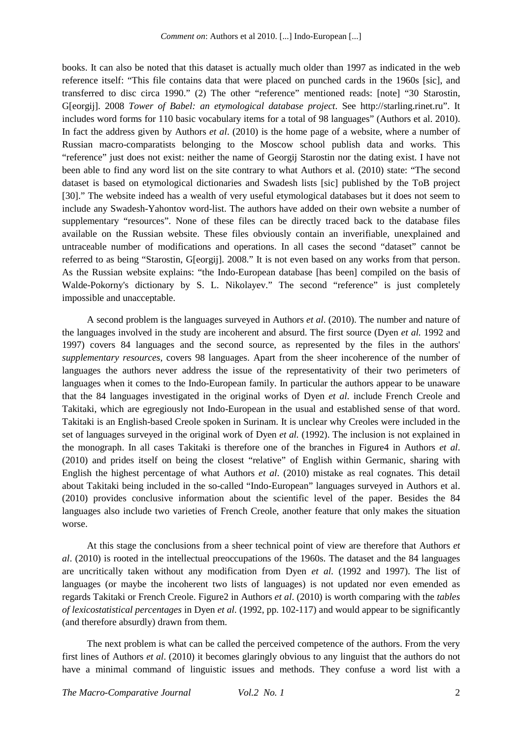books. It can also be noted that this dataset is actually much older than 1997 as indicated in the web reference itself: "This file contains data that were placed on punched cards in the 1960s [sic], and transferred to disc circa 1990." (2) The other "reference" mentioned reads: [note] "30 Starostin, G[eorgij]. 2008 *Tower of Babel: an etymological database project*. See http://starling.rinet.ru". It includes word forms for 110 basic vocabulary items for a total of 98 languages" (Authors et al. 2010). In fact the address given by Authors *et al*. (2010) is the home page of a website, where a number of Russian macro-comparatists belonging to the Moscow school publish data and works. This "reference" just does not exist: neither the name of Georgij Starostin nor the dating exist. I have not been able to find any word list on the site contrary to what Authors et al. (2010) state: "The second dataset is based on etymological dictionaries and Swadesh lists [sic] published by the ToB project [30]." The website indeed has a wealth of very useful etymological databases but it does not seem to include any Swadesh-Yahontov word-list. The authors have added on their own website a number of supplementary "resources". None of these files can be directly traced back to the database files available on the Russian website. These files obviously contain an inverifiable, unexplained and untraceable number of modifications and operations. In all cases the second "dataset" cannot be referred to as being "Starostin, G[eorgij]. 2008." It is not even based on any works from that person. As the Russian website explains: "the Indo-European database [has been] compiled on the basis of Walde-Pokorny's dictionary by S. L. Nikolayev." The second "reference" is just completely impossible and unacceptable.

A second problem is the languages surveyed in Authors *et al*. (2010). The number and nature of the languages involved in the study are incoherent and absurd. The first source (Dyen *et al.* 1992 and 1997) covers 84 languages and the second source, as represented by the files in the authors' *supplementary resources*, covers 98 languages. Apart from the sheer incoherence of the number of languages the authors never address the issue of the representativity of their two perimeters of languages when it comes to the Indo-European family. In particular the authors appear to be unaware that the 84 languages investigated in the original works of Dyen *et al.* include French Creole and Takitaki, which are egregiously not Indo-European in the usual and established sense of that word. Takitaki is an English-based Creole spoken in Surinam. It is unclear why Creoles were included in the set of languages surveyed in the original work of Dyen *et al.* (1992). The inclusion is not explained in the monograph. In all cases Takitaki is therefore one of the branches in Figure4 in Authors *et al*. (2010) and prides itself on being the closest "relative" of English within Germanic, sharing with English the highest percentage of what Authors *et al*. (2010) mistake as real cognates. This detail about Takitaki being included in the so-called "Indo-European" languages surveyed in Authors et al. (2010) provides conclusive information about the scientific level of the paper. Besides the 84 languages also include two varieties of French Creole, another feature that only makes the situation worse.

At this stage the conclusions from a sheer technical point of view are therefore that Authors *et al*. (2010) is rooted in the intellectual preoccupations of the 1960s. The dataset and the 84 languages are uncritically taken without any modification from Dyen *et al.* (1992 and 1997). The list of languages (or maybe the incoherent two lists of languages) is not updated nor even emended as regards Takitaki or French Creole. Figure2 in Authors *et al*. (2010) is worth comparing with the *tables of lexicostatistical percentages* in Dyen *et al.* (1992, pp. 102-117) and would appear to be significantly (and therefore absurdly) drawn from them.

The next problem is what can be called the perceived competence of the authors. From the very first lines of Authors *et al*. (2010) it becomes glaringly obvious to any linguist that the authors do not have a minimal command of linguistic issues and methods. They confuse a word list with a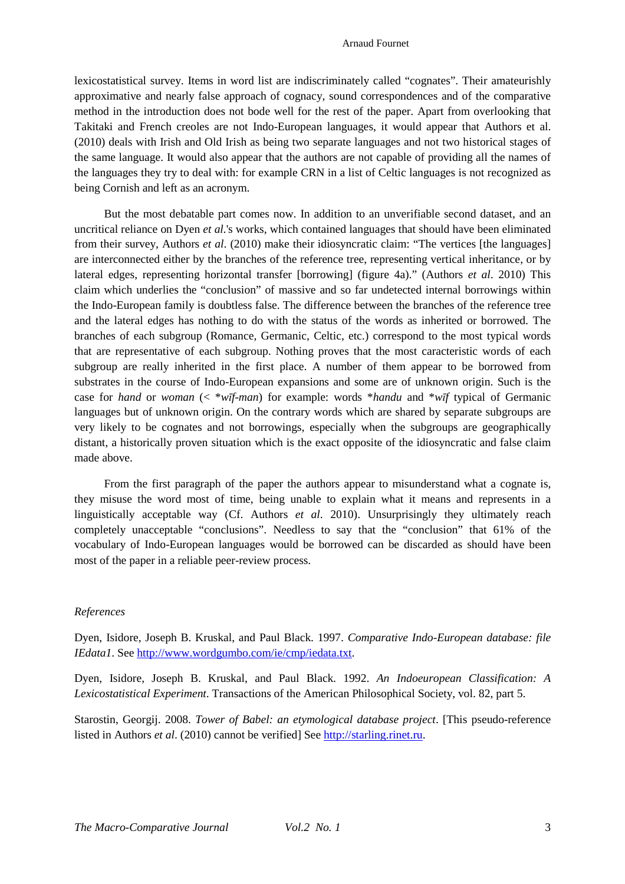lexicostatistical survey. Items in word list are indiscriminately called "cognates". Their amateurishly approximative and nearly false approach of cognacy, sound correspondences and of the comparative method in the introduction does not bode well for the rest of the paper. Apart from overlooking that Takitaki and French creoles are not Indo-European languages, it would appear that Authors et al. (2010) deals with Irish and Old Irish as being two separate languages and not two historical stages of the same language. It would also appear that the authors are not capable of providing all the names of the languages they try to deal with: for example CRN in a list of Celtic languages is not recognized as being Cornish and left as an acronym.

But the most debatable part comes now. In addition to an unverifiable second dataset, and an uncritical reliance on Dyen *et al.*'s works, which contained languages that should have been eliminated from their survey, Authors *et al*. (2010) make their idiosyncratic claim: "The vertices [the languages] are interconnected either by the branches of the reference tree, representing vertical inheritance, or by lateral edges, representing horizontal transfer [borrowing] (figure 4a)." (Authors *et al*. 2010) This claim which underlies the "conclusion" of massive and so far undetected internal borrowings within the Indo-European family is doubtless false. The difference between the branches of the reference tree and the lateral edges has nothing to do with the status of the words as inherited or borrowed. The branches of each subgroup (Romance, Germanic, Celtic, etc.) correspond to the most typical words that are representative of each subgroup. Nothing proves that the most caracteristic words of each subgroup are really inherited in the first place. A number of them appear to be borrowed from substrates in the course of Indo-European expansions and some are of unknown origin. Such is the case for *hand* or *woman* (< *\*wīf-man*) for example: words *\*handu* and *\*wīf* typical of Germanic languages but of unknown origin. On the contrary words which are shared by separate subgroups are very likely to be cognates and not borrowings, especially when the subgroups are geographically distant, a historically proven situation which is the exact opposite of the idiosyncratic and false claim made above.

From the first paragraph of the paper the authors appear to misunderstand what a cognate is, they misuse the word most of time, being unable to explain what it means and represents in a linguistically acceptable way (Cf. Authors *et al*. 2010). Unsurprisingly they ultimately reach completely unacceptable "conclusions". Needless to say that the "conclusion" that 61% of the vocabulary of Indo-European languages would be borrowed can be discarded as should have been most of the paper in a reliable peer-review process.

*References*

Dyen, Isidore, Joseph B. Kruskal, and Paul Black. 1997. *Comparative Indo-European database: file IEdata1*. See http://www.wordgumbo.com/ie/cmp/iedata.txt.

Dyen, Isidore, Joseph B. Kruskal, and Paul Black. 1992. *An Indoeuropean Classification: A Lexicostatistical Experiment*. Transactions of the American Philosophical Society, vol. 82, part 5.

Starostin, Georgij. 2008. *Tower of Babel: an etymological database project*. [This pseudo-reference listed in Authors *et al*. (2010) cannot be verified] See http://starling.rinet.ru.